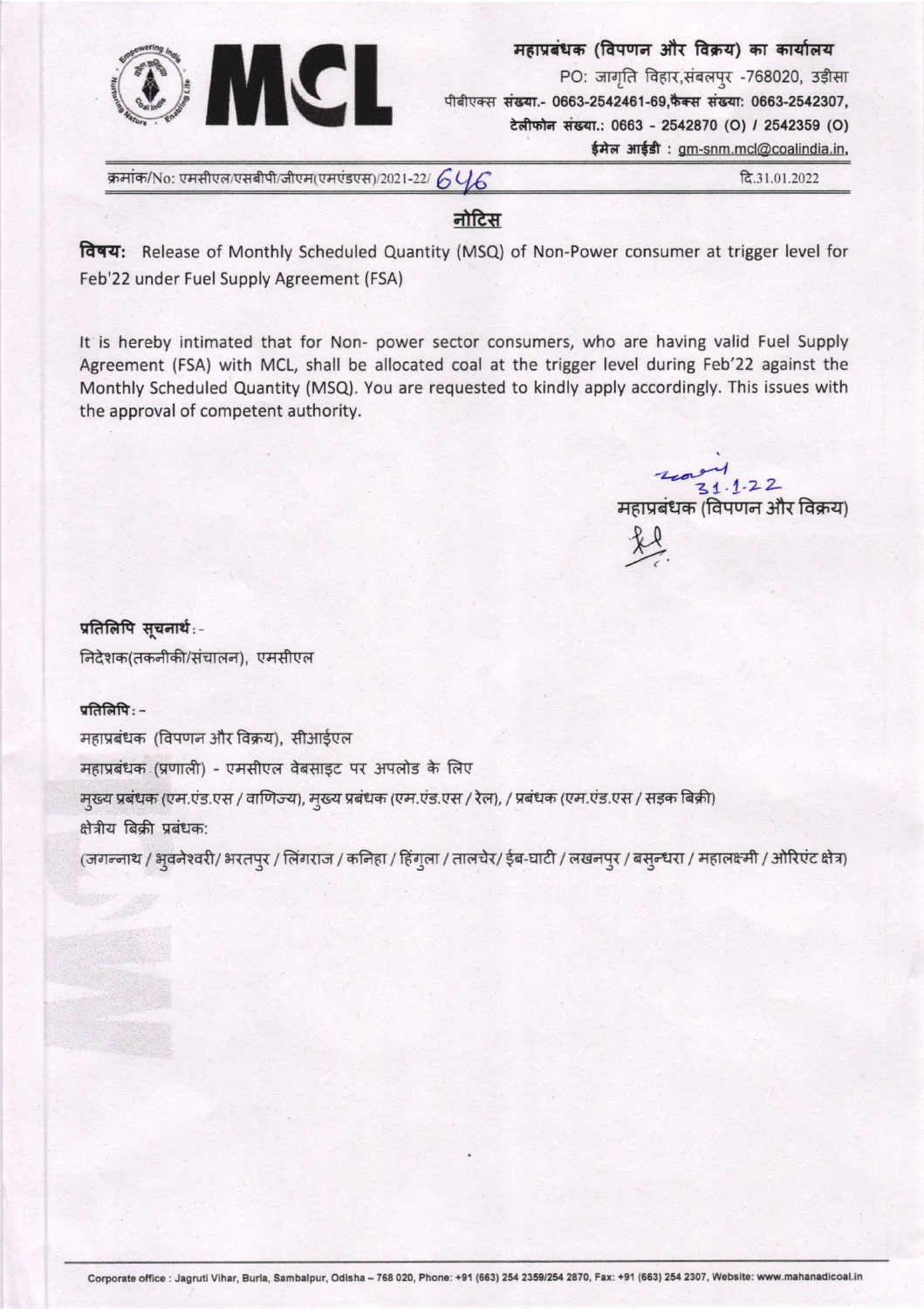**महाप्रबंधक (विपणन और विक्रय) का कार्यालय**

PO: जागृति विहार,संबलपुर -768020, उड़ीसा

पीबीएक्स **संख्या.- 0663-2542461-69,फैक्स संख्या: 0663-2542307,**

**टेलीफोन संख्या.: 0663 - 2542870 (O) / 2542359 (O)**

**ईमेल आईडी : gm-snm.mcl@coalindia.in,**

क्रमांक/No: एमसीएल/एसबीपी/जीएम(एमएंडएस)/2021-22/ 646

दि.31.01.2022

## नोटिस

**विषय:** Release of Monthly Scheduled Quantity (MSQ) of Non-Power consumer at trigger level for Feb'22 under Fuel Supply Agreement (FSA)

It is hereby intimated that for Non- power sector consumers, who are having valid Fuel Supply Agreement (FSA) with MCL, shall be allocated coal at the trigger level during Feb'22 against the Monthly Scheduled Quantity (MSQ). You are requested to kindly apply accordingly. This issues with the approval of competent authority.

31.1.22

महाप्रबंधक (विपणन और विक्रय)

**प्रतिलिपि सूचनार्थ:-**

निदेशक(तकनीकी/संचालन), एमसीएल

**प्रतिलिपि:-**

महाप्रबंधक (विपणन और विक्रय), सीआईएल

महाप्रबंधक (प्रणाली) - एमसीएल वेबसाइट पर अपलोड के लिए

मुख्य प्रबंधक (एम.एंड.एस / वाणिज्य), मुख्य प्रबंधक (एम.एंड.एस / रेल), / प्रबंधक (एम.एंड.एस / सड़क बिक्री)

क्षेत्रीय बिक्री प्रबंधक:

(जगन्नाथ / भुवनेश्वरी/ भरतपुर / लिंगराज / कनिहा / हिंगुला / तालचेर/ ईब-घाटी / लखनपुर / बसुन्धरा / महालक्ष्मी / ओरिएंट क्षेत्र)

Corporate office : Jagruti Vihar, Burla, Sambalpur, Odisha – 768 020, Phone: +91 (663) 254 2359/254 2870, Fax: +91 (663) 254 2307, Website: www.mahanadicoal.in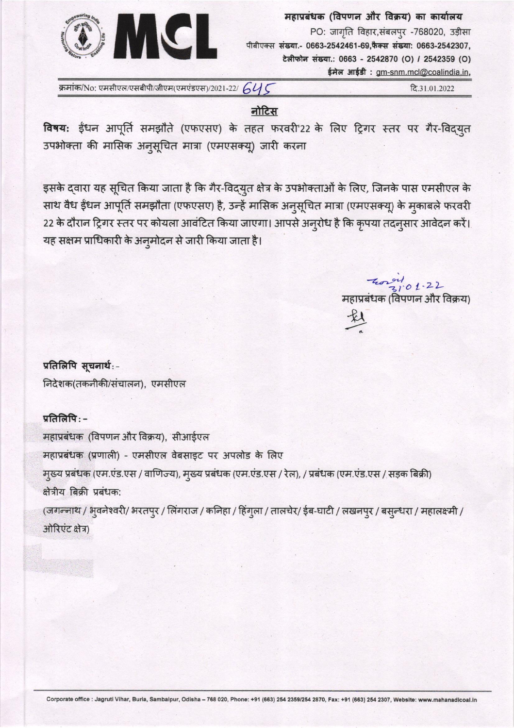**महाप्रबंधक (विपणन और विक्रय) का कार्यालय**

PO: जागृति विहार,संबलपुर -768020, उड़ीसा
पीबीएक्स संख्या.- 0663-2542461-69,फैक्स संख्या: 0663-2542307,
टेलीफोन संख्या.: 0663 - 2542870 (O) / 2542359 (O)
ईमेल आईडी : gm-snm.mcl@coalindia.in,

क्रमांक/No: एमसीएल/एसबीपी/जीएम(एमएंडएस)/2021-22/ 645

दि.31.01.2022

## नोटिस

**विषय:** ईंधन आपूर्ति समझौते (एफएसए) के तहत फरवरी'22 के लिए ट्रिगर स्तर पर गैर-विद्युत उपभोक्ता की मासिक अनुसूचित मात्रा (एमएसक्यू) जारी करना

इसके द्वारा यह सूचित किया जाता है कि गैर-विद्युत क्षेत्र के उपभोक्ताओं के लिए, जिनके पास एमसीएल के साथ वैध ईंधन आपूर्ति समझौता (एफएसए) है, उन्हें मासिक अनुसूचित मात्रा (एमएसक्यू) के मुकाबले फरवरी 22 के दौरान ट्रिगर स्तर पर कोयला आवंटित किया जाएगा। आपसे अनुरोध है कि कृपया तदनुसार आवेदन करें। यह सक्षम प्राधिकारी के अनुमोदन से जारी किया जाता है।

31.01.22
महाप्रबंधक (विपणन और विक्रय)

**प्रतिलिपि सूचनार्थ**:-
निदेशक(तकनीकी/संचालन), एमसीएल

**प्रतिलिपि**:-
महाप्रबंधक (विपणन और विक्रय), सीआईएल
महाप्रबंधक (प्रणाली) - एमसीएल वेबसाइट पर अपलोड के लिए
मुख्य प्रबंधक (एम.एंड.एस / वाणिज्य), मुख्य प्रबंधक (एम.एंड.एस / रेल), / प्रबंधक (एम.एंड.एस / सड़क बिक्री)
क्षेत्रीय बिक्री प्रबंधक:
(जगन्नाथ / भुवनेश्वरी/ भरतपुर / लिंगराज / कनिहा / हिंगुला / तालचेर/ ईब-घाटी / लखनपुर / बसुन्धरा / महालक्ष्मी / ओरिएंट क्षेत्र)

Corporate office : Jagruti Vihar, Burla, Sambalpur, Odisha – 768 020, Phone: +91 (663) 254 2359/254 2870, Fax: +91 (663) 254 2307, Website: www.mahanadicoal.in